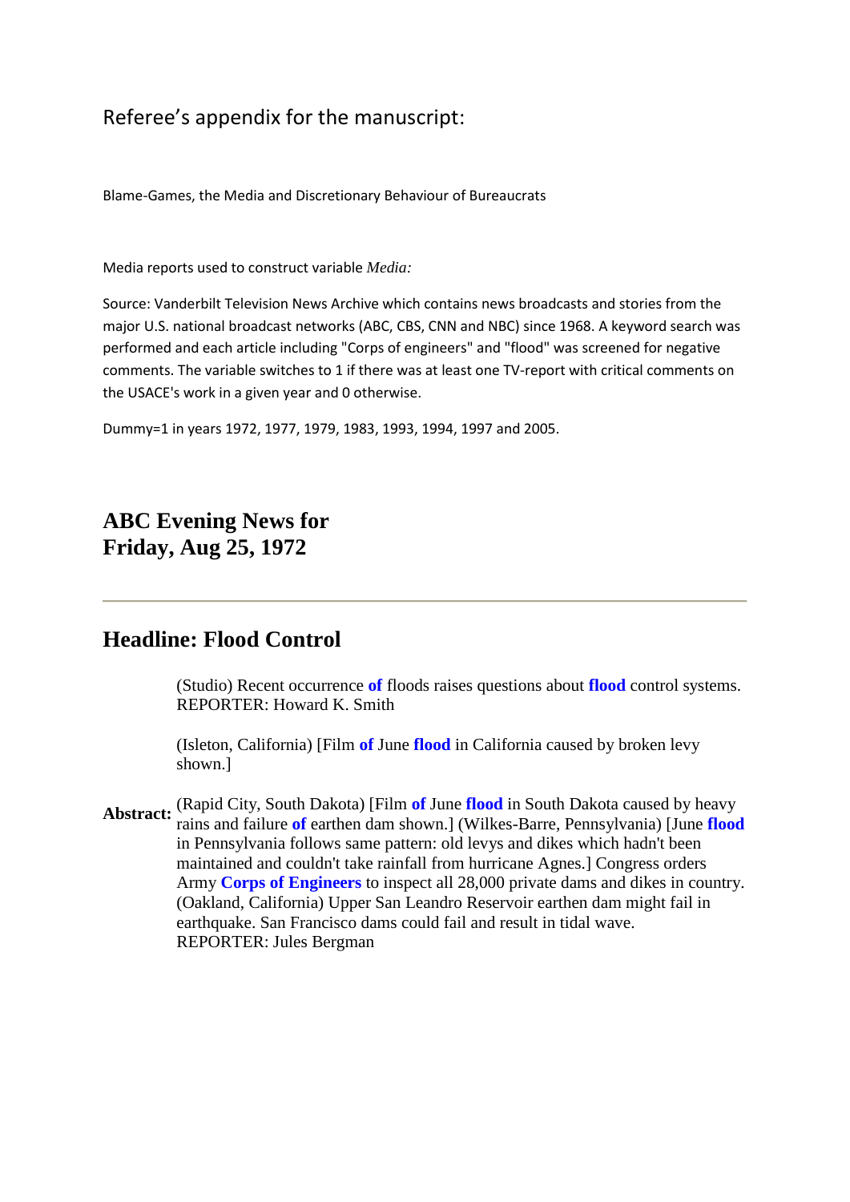Referee's appendix for the manuscript:

Blame-Games, the Media and Discretionary Behaviour of Bureaucrats

Media reports used to construct variable *Media:*

Source: Vanderbilt Television News Archive which contains news broadcasts and stories from the major U.S. national broadcast networks (ABC, CBS, CNN and NBC) since 1968. A keyword search was performed and each article including "Corps of engineers" and "flood" was screened for negative comments. The variable switches to 1 if there was at least one TV-report with critical comments on the USACE's work in a given year and 0 otherwise.

Dummy=1 in years 1972, 1977, 1979, 1983, 1993, 1994, 1997 and 2005.

## ABC Evening News for Friday, Aug 25, 1972

---

## Headline: Flood Control

**Abstract:**

(Studio) Recent occurrence **of** floods raises questions about **flood** control systems.
REPORTER: Howard K. Smith

(Isleton, California) [Film **of** June **flood** in California caused by broken levy shown.]

(Rapid City, South Dakota) [Film **of** June **flood** in South Dakota caused by heavy rains and failure **of** earthen dam shown.] (Wilkes-Barre, Pennsylvania) [June **flood** in Pennsylvania follows same pattern: old levys and dikes which hadn't been maintained and couldn't take rainfall from hurricane Agnes.] Congress orders Army **Corps of Engineers** to inspect all 28,000 private dams and dikes in country. (Oakland, California) Upper San Leandro Reservoir earthen dam might fail in earthquake. San Francisco dams could fail and result in tidal wave.
REPORTER: Jules Bergman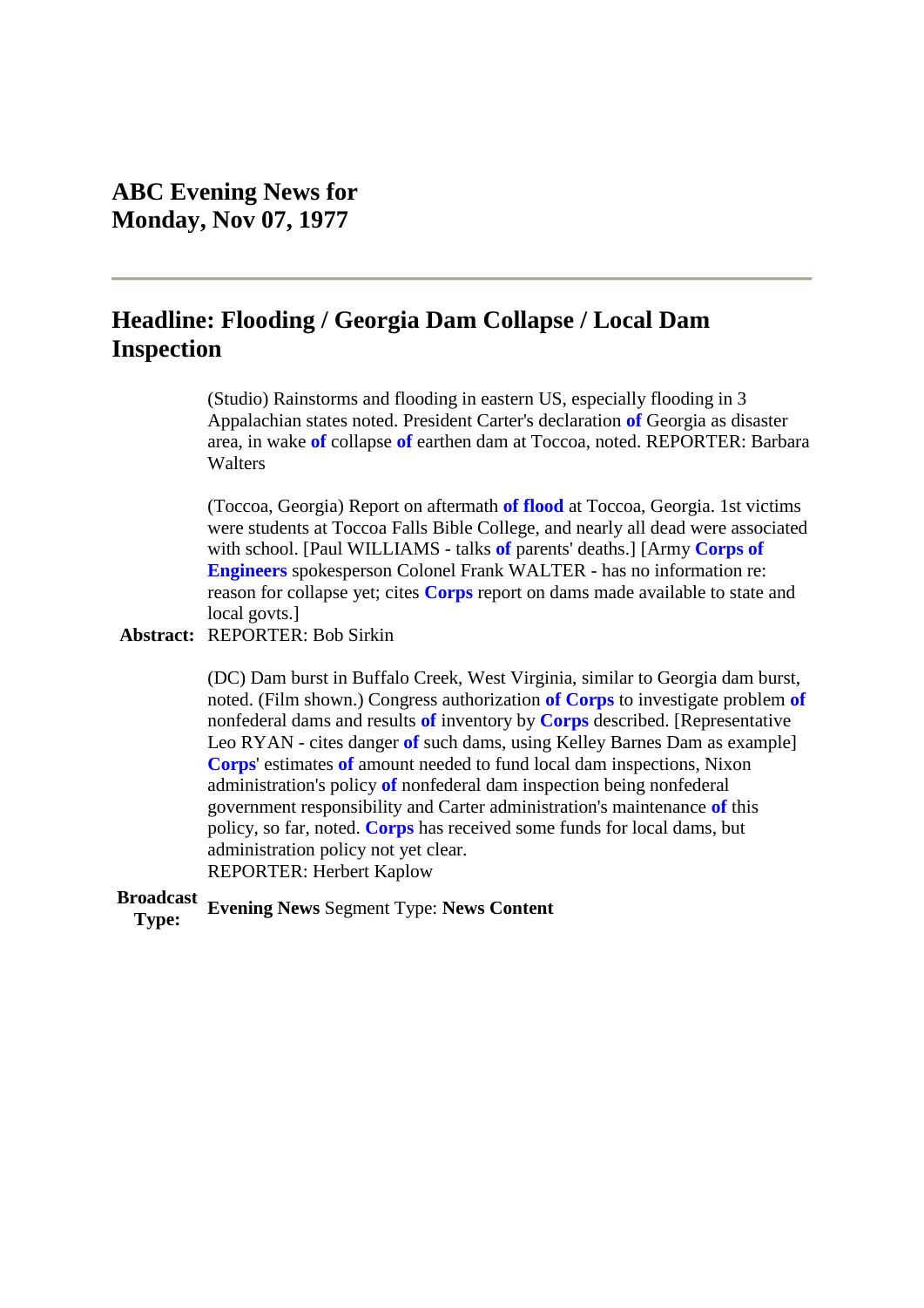# ABC Evening News for Monday, Nov 07, 1977

---

## Headline: Flooding / Georgia Dam Collapse / Local Dam Inspection

**Abstract:**

(Studio) Rainstorms and flooding in eastern US, especially flooding in 3 Appalachian states noted. President Carter's declaration **of** Georgia as disaster area, in wake **of** collapse **of** earthen dam at Toccoa, noted. REPORTER: Barbara Walters

(Toccoa, Georgia) Report on aftermath **of flood** at Toccoa, Georgia. 1st victims were students at Toccoa Falls Bible College, and nearly all dead were associated with school. [Paul WILLIAMS - talks **of** parents' deaths.] [Army **Corps of Engineers** spokesperson Colonel Frank WALTER - has no information re: reason for collapse yet; cites **Corps** report on dams made available to state and local govts.]
REPORTER: Bob Sirkin

(DC) Dam burst in Buffalo Creek, West Virginia, similar to Georgia dam burst, noted. (Film shown.) Congress authorization **of Corps** to investigate problem **of** nonfederal dams and results **of** inventory by **Corps** described. [Representative Leo RYAN - cites danger **of** such dams, using Kelley Barnes Dam as example] **Corps**' estimates **of** amount needed to fund local dam inspections, Nixon administration's policy **of** nonfederal dam inspection being nonfederal government responsibility and Carter administration's maintenance **of** this policy, so far, noted. **Corps** has received some funds for local dams, but administration policy not yet clear.
REPORTER: Herbert Kaplow

**Broadcast Type:** **Evening News** Segment Type: **News Content**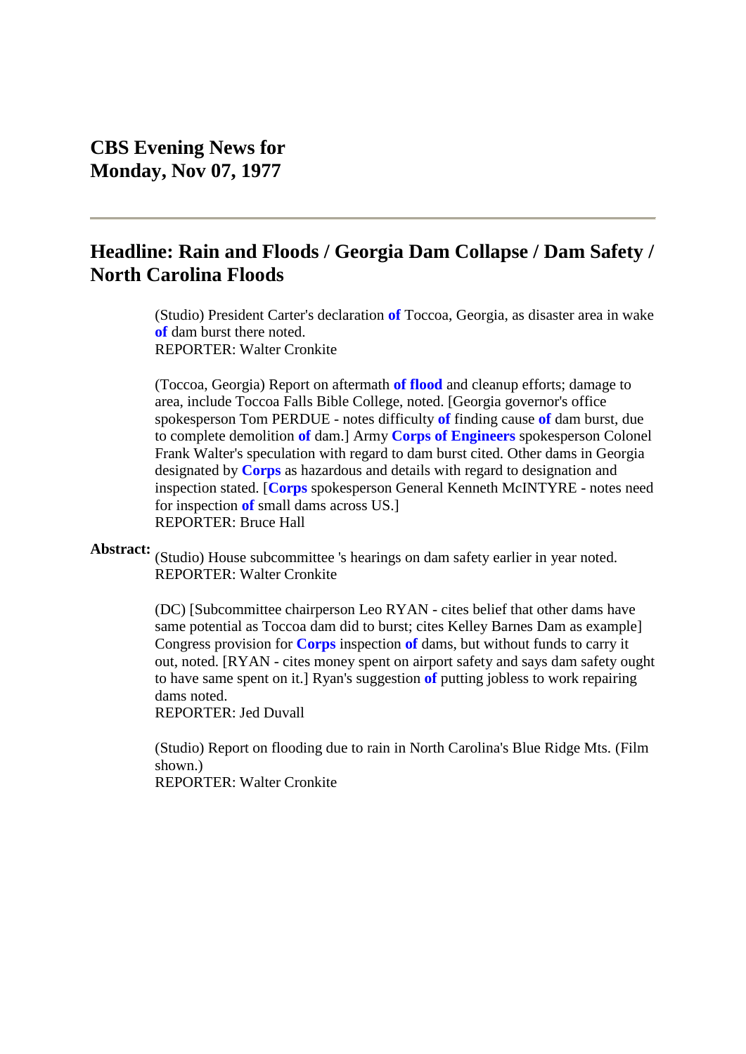# CBS Evening News for Monday, Nov 07, 1977

---

## Headline: Rain and Floods / Georgia Dam Collapse / Dam Safety / North Carolina Floods

**Abstract:**

(Studio) President Carter's declaration of Toccoa, Georgia, as disaster area in wake of dam burst there noted.
REPORTER: Walter Cronkite

(Toccoa, Georgia) Report on aftermath of flood and cleanup efforts; damage to area, include Toccoa Falls Bible College, noted. [Georgia governor's office spokesperson Tom PERDUE - notes difficulty of finding cause of dam burst, due to complete demolition of dam.] Army Corps of Engineers spokesperson Colonel Frank Walter's speculation with regard to dam burst cited. Other dams in Georgia designated by Corps as hazardous and details with regard to designation and inspection stated. [Corps spokesperson General Kenneth McINTYRE - notes need for inspection of small dams across US.]
REPORTER: Bruce Hall

(Studio) House subcommittee 's hearings on dam safety earlier in year noted.
REPORTER: Walter Cronkite

(DC) [Subcommittee chairperson Leo RYAN - cites belief that other dams have same potential as Toccoa dam did to burst; cites Kelley Barnes Dam as example] Congress provision for Corps inspection of dams, but without funds to carry it out, noted. [RYAN - cites money spent on airport safety and says dam safety ought to have same spent on it.] Ryan's suggestion of putting jobless to work repairing dams noted.
REPORTER: Jed Duvall

(Studio) Report on flooding due to rain in North Carolina's Blue Ridge Mts. (Film shown.)
REPORTER: Walter Cronkite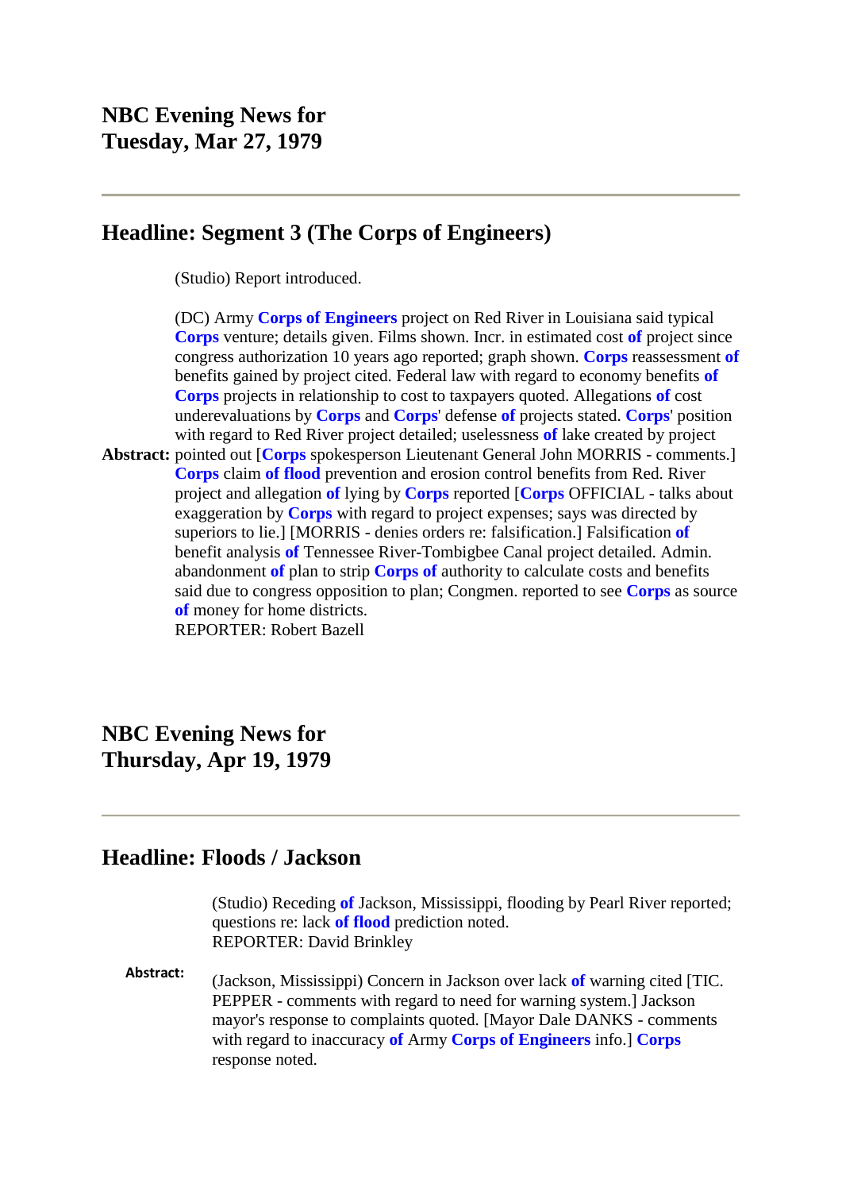## NBC Evening News for Tuesday, Mar 27, 1979

---

### Headline: Segment 3 (The Corps of Engineers)

(Studio) Report introduced.

**Abstract:** (DC) Army Corps of Engineers project on Red River in Louisiana said typical Corps venture; details given. Films shown. Incr. in estimated cost of project since congress authorization 10 years ago reported; graph shown. Corps reassessment of benefits gained by project cited. Federal law with regard to economy benefits of Corps projects in relationship to cost to taxpayers quoted. Allegations of cost underevaluations by Corps and Corps' defense of projects stated. Corps' position with regard to Red River project detailed; uselessness of lake created by project pointed out [Corps spokesperson Lieutenant General John MORRIS - comments.] Corps claim of flood prevention and erosion control benefits from Red. River project and allegation of lying by Corps reported [Corps OFFICIAL - talks about exaggeration by Corps with regard to project expenses; says was directed by superiors to lie.] [MORRIS - denies orders re: falsification.] Falsification of benefit analysis of Tennessee River-Tombigbee Canal project detailed. Admin. abandonment of plan to strip Corps of authority to calculate costs and benefits said due to congress opposition to plan; Congmen. reported to see Corps as source of money for home districts.
REPORTER: Robert Bazell

## NBC Evening News for Thursday, Apr 19, 1979

---

### Headline: Floods / Jackson

(Studio) Receding of Jackson, Mississippi, flooding by Pearl River reported; questions re: lack of flood prediction noted.
REPORTER: David Brinkley

**Abstract:** (Jackson, Mississippi) Concern in Jackson over lack of warning cited [TIC. PEPPER - comments with regard to need for warning system.] Jackson mayor's response to complaints quoted. [Mayor Dale DANKS - comments with regard to inaccuracy of Army Corps of Engineers info.] Corps response noted.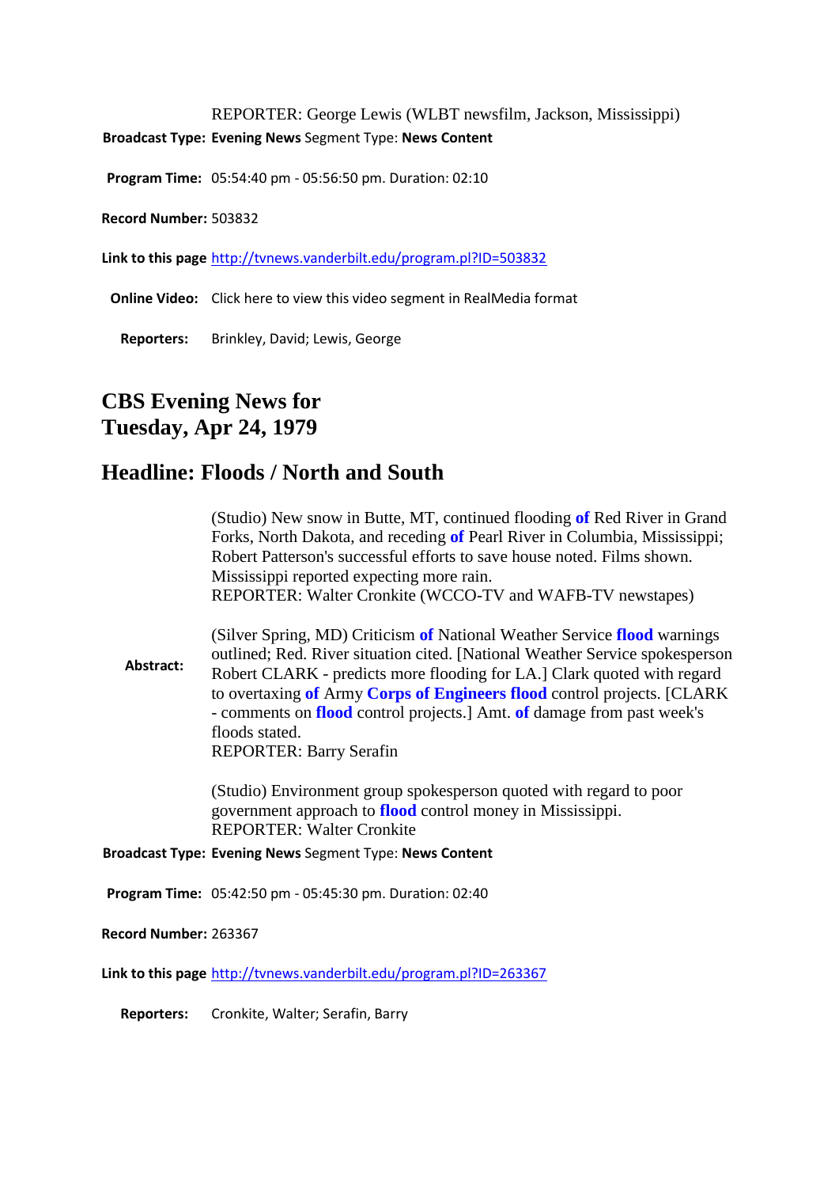REPORTER: George Lewis (WLBT newsfilm, Jackson, Mississippi)

**Broadcast Type:** **Evening News** Segment Type: **News Content**

**Program Time:** 05:54:40 pm - 05:56:50 pm. Duration: 02:10

**Record Number:** 503832

**Link to this page** http://tvnews.vanderbilt.edu/program.pl?ID=503832

**Online Video:** Click here to view this video segment in RealMedia format

**Reporters:** Brinkley, David; Lewis, George

## CBS Evening News for Tuesday, Apr 24, 1979

## Headline: Floods / North and South

**Abstract:**

(Studio) New snow in Butte, MT, continued flooding **of** Red River in Grand Forks, North Dakota, and receding **of** Pearl River in Columbia, Mississippi; Robert Patterson's successful efforts to save house noted. Films shown. Mississippi reported expecting more rain.
REPORTER: Walter Cronkite (WCCO-TV and WAFB-TV newstapes)

(Silver Spring, MD) Criticism **of** National Weather Service **flood** warnings outlined; Red. River situation cited. [National Weather Service spokesperson Robert CLARK - predicts more flooding for LA.] Clark quoted with regard to overtaxing **of** Army **Corps of Engineers flood** control projects. [CLARK - comments on **flood** control projects.] Amt. **of** damage from past week's floods stated.
REPORTER: Barry Serafin

(Studio) Environment group spokesperson quoted with regard to poor government approach to **flood** control money in Mississippi.
REPORTER: Walter Cronkite

**Broadcast Type:** **Evening News** Segment Type: **News Content**

**Program Time:** 05:42:50 pm - 05:45:30 pm. Duration: 02:40

**Record Number:** 263367

**Link to this page** http://tvnews.vanderbilt.edu/program.pl?ID=263367

**Reporters:** Cronkite, Walter; Serafin, Barry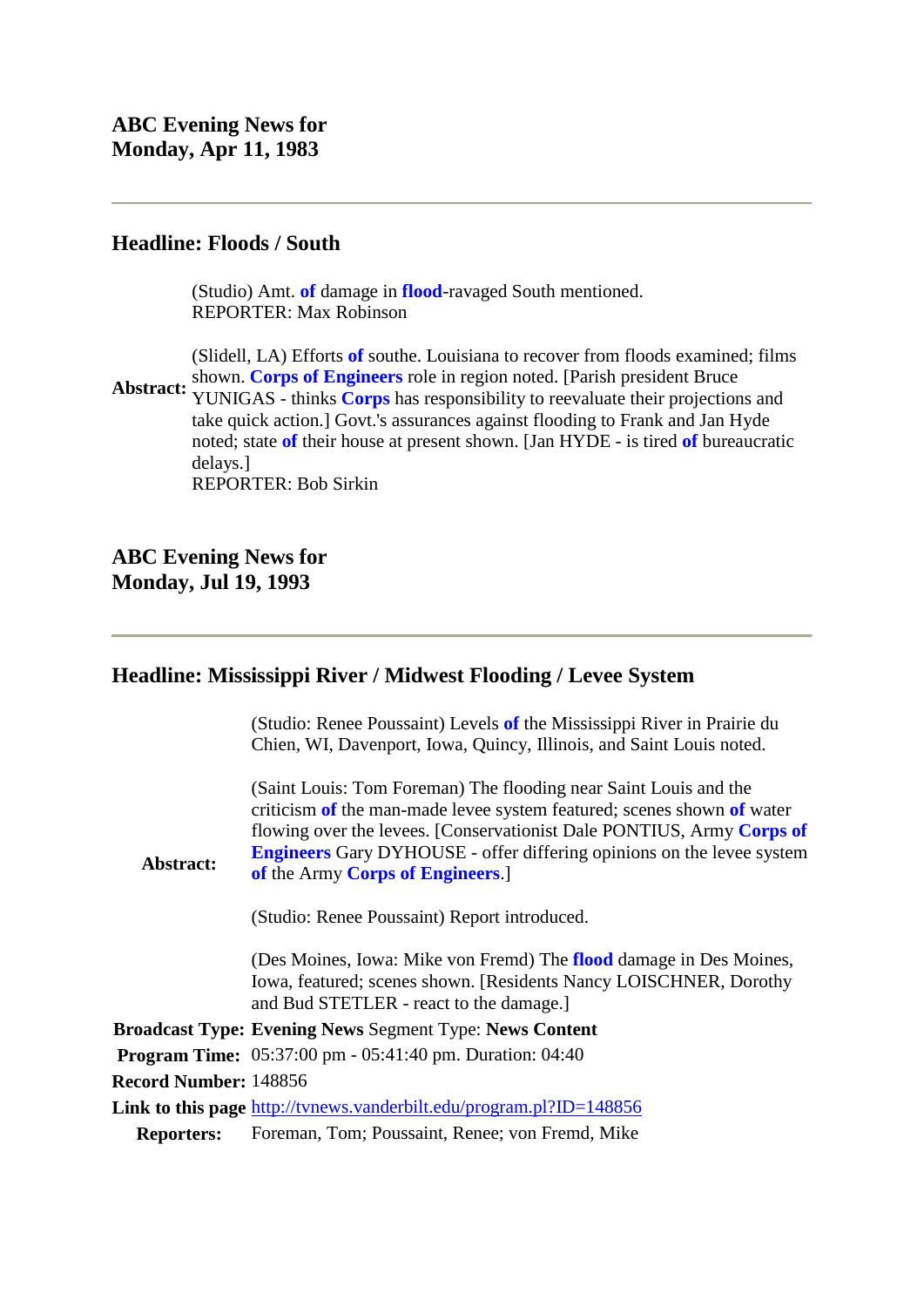## ABC Evening News for Monday, Apr 11, 1983

---

### Headline: Floods / South

**Abstract:**

(Studio) Amt. **of** damage in **flood**-ravaged South mentioned.
REPORTER: Max Robinson

(Slidell, LA) Efforts **of** southe. Louisiana to recover from floods examined; films shown. **Corps of Engineers** role in region noted. [Parish president Bruce YUNIGAS - thinks **Corps** has responsibility to reevaluate their projections and take quick action.] Govt.'s assurances against flooding to Frank and Jan Hyde noted; state **of** their house at present shown. [Jan HYDE - is tired **of** bureaucratic delays.]
REPORTER: Bob Sirkin

## ABC Evening News for Monday, Jul 19, 1993

---

### Headline: Mississippi River / Midwest Flooding / Levee System

**Abstract:**

(Studio: Renee Poussaint) Levels **of** the Mississippi River in Prairie du Chien, WI, Davenport, Iowa, Quincy, Illinois, and Saint Louis noted.

(Saint Louis: Tom Foreman) The flooding near Saint Louis and the criticism **of** the man-made levee system featured; scenes shown **of** water flowing over the levees. [Conservationist Dale PONTIUS, Army **Corps of Engineers** Gary DYHOUSE - offer differing opinions on the levee system **of** the Army **Corps of Engineers**.]

(Studio: Renee Poussaint) Report introduced.

(Des Moines, Iowa: Mike von Fremd) The **flood** damage in Des Moines, Iowa, featured; scenes shown. [Residents Nancy LOISCHNER, Dorothy and Bud STETLER - react to the damage.]

**Broadcast Type:** **Evening News** Segment Type: **News Content**

**Program Time:** 05:37:00 pm - 05:41:40 pm. Duration: 04:40

**Record Number:** 148856

**Link to this page** http://tvnews.vanderbilt.edu/program.pl?ID=148856

**Reporters:** Foreman, Tom; Poussaint, Renee; von Fremd, Mike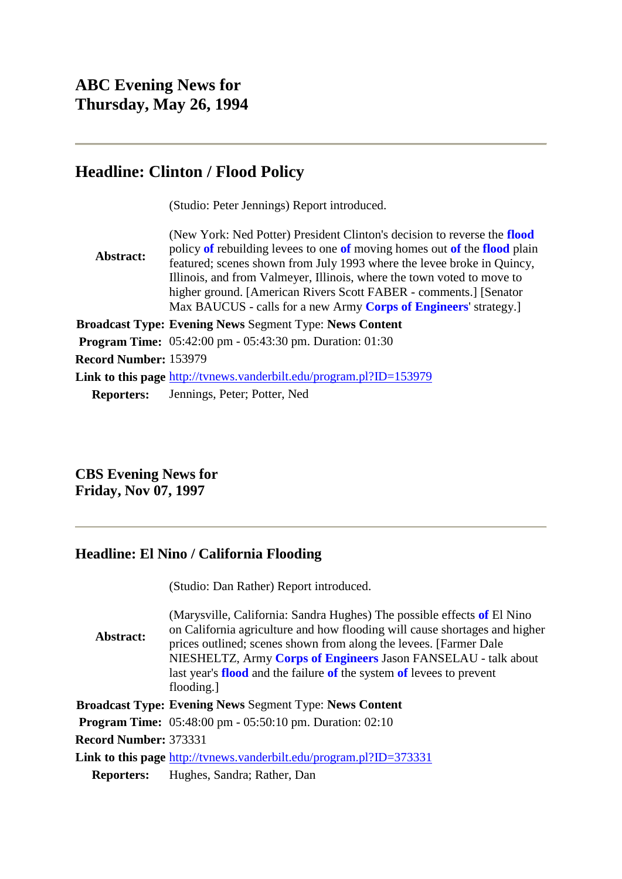## ABC Evening News for Thursday, May 26, 1994

---

### Headline: Clinton / Flood Policy

| | |
|---|---|
| **Abstract:** | (Studio: Peter Jennings) Report introduced.<br><br>(New York: Ned Potter) President Clinton's decision to reverse the **flood** policy **of** rebuilding levees to one **of** moving homes out **of** the **flood** plain featured; scenes shown from July 1993 where the levee broke in Quincy, Illinois, and from Valmeyer, Illinois, where the town voted to move to higher ground. [American Rivers Scott FABER - comments.] [Senator Max BAUCUS - calls for a new Army **Corps of Engineers**' strategy.] |
| **Broadcast Type:** | **Evening News** Segment Type: **News Content** |
| **Program Time:** | 05:42:00 pm - 05:43:30 pm. Duration: 01:30 |
| **Record Number:** | 153979 |
| **Link to this page** | http://tvnews.vanderbilt.edu/program.pl?ID=153979 |
| **Reporters:** | Jennings, Peter; Potter, Ned |

## CBS Evening News for Friday, Nov 07, 1997

---

### Headline: El Nino / California Flooding

| | |
|---|---|
| **Abstract:** | (Studio: Dan Rather) Report introduced.<br><br>(Marysville, California: Sandra Hughes) The possible effects **of** El Nino on California agriculture and how flooding will cause shortages and higher prices outlined; scenes shown from along the levees. [Farmer Dale NIESHELTZ, Army **Corps of Engineers** Jason FANSELAU - talk about last year's **flood** and the failure **of** the system **of** levees to prevent flooding.] |
| **Broadcast Type:** | **Evening News** Segment Type: **News Content** |
| **Program Time:** | 05:48:00 pm - 05:50:10 pm. Duration: 02:10 |
| **Record Number:** | 373331 |
| **Link to this page** | http://tvnews.vanderbilt.edu/program.pl?ID=373331 |
| **Reporters:** | Hughes, Sandra; Rather, Dan |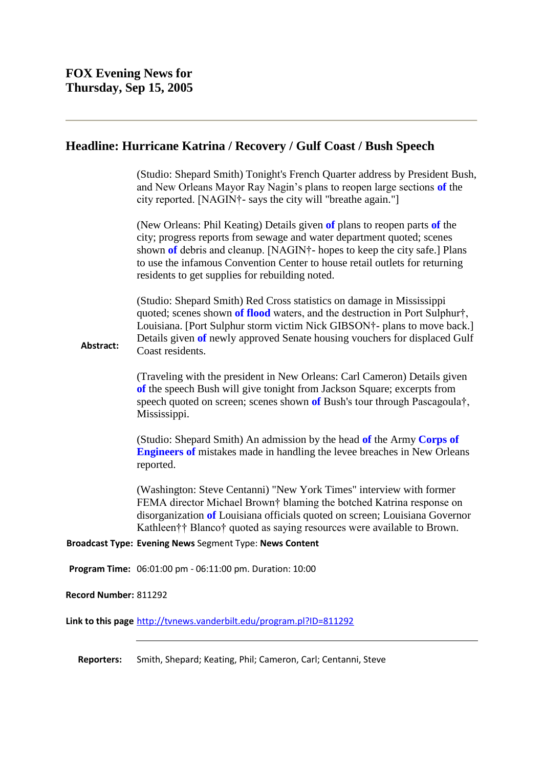## FOX Evening News for Thursday, Sep 15, 2005

---

### Headline: Hurricane Katrina / Recovery / Gulf Coast / Bush Speech

**Abstract:**

(Studio: Shepard Smith) Tonight's French Quarter address by President Bush, and New Orleans Mayor Ray Nagin's plans to reopen large sections of the city reported. [NAGIN†- says the city will "breathe again."]

(New Orleans: Phil Keating) Details given of plans to reopen parts of the city; progress reports from sewage and water department quoted; scenes shown of debris and cleanup. [NAGIN†- hopes to keep the city safe.] Plans to use the infamous Convention Center to house retail outlets for returning residents to get supplies for rebuilding noted.

(Studio: Shepard Smith) Red Cross statistics on damage in Mississippi quoted; scenes shown of flood waters, and the destruction in Port Sulphur†, Louisiana. [Port Sulphur storm victim Nick GIBSON†- plans to move back.] Details given of newly approved Senate housing vouchers for displaced Gulf Coast residents.

(Traveling with the president in New Orleans: Carl Cameron) Details given of the speech Bush will give tonight from Jackson Square; excerpts from speech quoted on screen; scenes shown of Bush's tour through Pascagoula†, Mississippi.

(Studio: Shepard Smith) An admission by the head of the Army Corps of Engineers of mistakes made in handling the levee breaches in New Orleans reported.

(Washington: Steve Centanni) "New York Times" interview with former FEMA director Michael Brown† blaming the botched Katrina response on disorganization of Louisiana officials quoted on screen; Louisiana Governor Kathleen†† Blanco† quoted as saying resources were available to Brown.

**Broadcast Type:** **Evening News** Segment Type: **News Content**

**Program Time:** 06:01:00 pm - 06:11:00 pm. Duration: 10:00

**Record Number:** 811292

**Link to this page** http://tvnews.vanderbilt.edu/program.pl?ID=811292

---

**Reporters:** Smith, Shepard; Keating, Phil; Cameron, Carl; Centanni, Steve